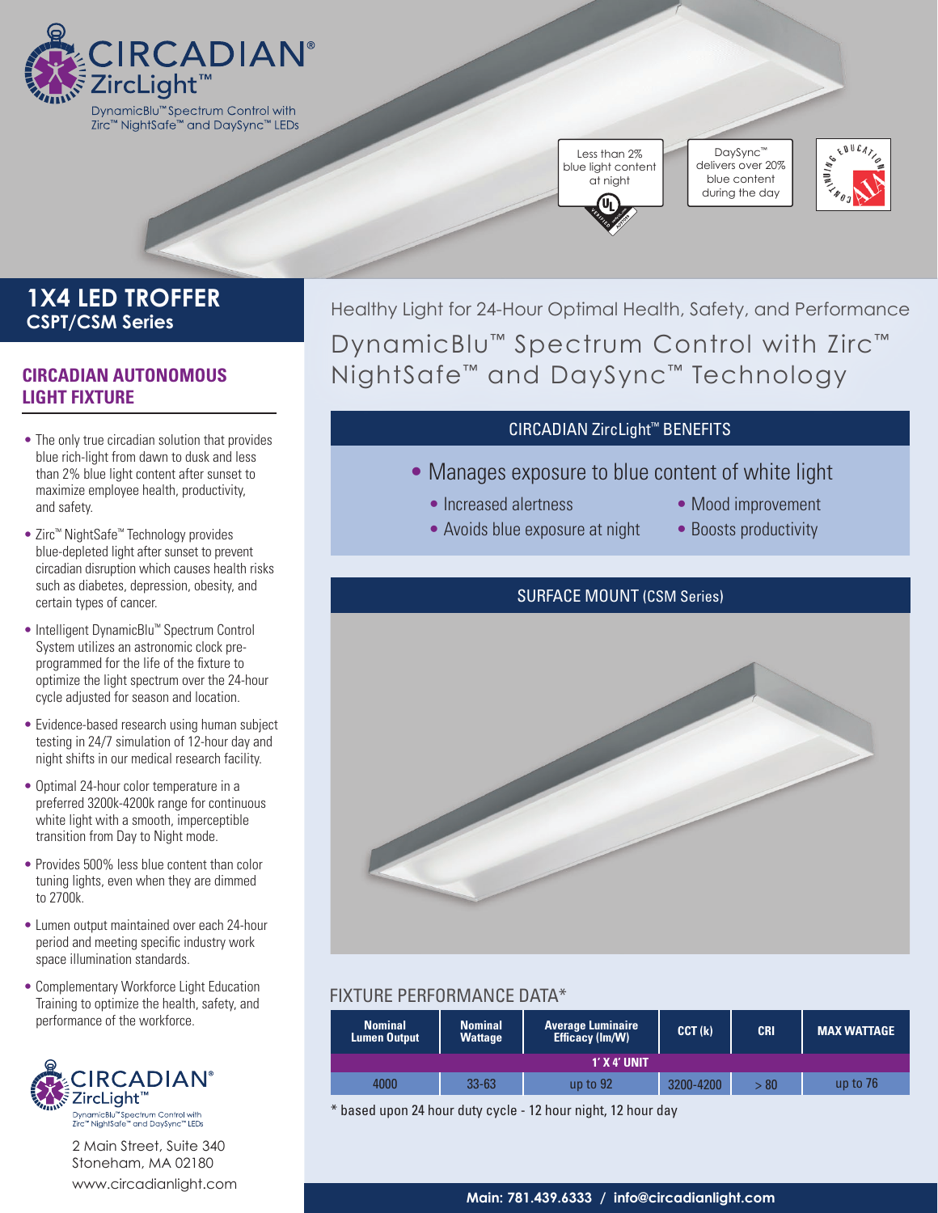CIRCADIAN® ZircLight™

DynamicBlu™ Spectrum Control with Zirc™ NightSafe™ and DaySync™ LEDs

Less than 2% blue light content at night

DaySync™ delivers over 20% blue content during the day

# 1X4 LED TROFFER
## CSPT/CSM Series

### CIRCADIAN AUTONOMOUS LIGHT FIXTURE

- The only true circadian solution that provides blue rich-light from dawn to dusk and less than 2% blue light content after sunset to maximize employee health, productivity, and safety.
- Zirc™ NightSafe™ Technology provides blue-depleted light after sunset to prevent circadian disruption which causes health risks such as diabetes, depression, obesity, and certain types of cancer.
- Intelligent DynamicBlu™ Spectrum Control System utilizes an astronomic clock pre-programmed for the life of the fixture to optimize the light spectrum over the 24-hour cycle adjusted for season and location.
- Evidence-based research using human subject testing in 24/7 simulation of 12-hour day and night shifts in our medical research facility.
- Optimal 24-hour color temperature in a preferred 3200k-4200k range for continuous white light with a smooth, imperceptible transition from Day to Night mode.
- Provides 500% less blue content than color tuning lights, even when they are dimmed to 2700k.
- Lumen output maintained over each 24-hour period and meeting specific industry work space illumination standards.
- Complementary Workforce Light Education Training to optimize the health, safety, and performance of the workforce.

CIRCADIAN® ZircLight™

DynamicBlu™ Spectrum Control with Zirc™ NightSafe™ and DaySync™ LEDs

2 Main Street, Suite 340
Stoneham, MA 02180
www.circadianlight.com

Healthy Light for 24-Hour Optimal Health, Safety, and Performance

## DynamicBlu™ Spectrum Control with Zirc™ NightSafe™ and DaySync™ Technology

### CIRCADIAN ZircLight™ BENEFITS

- Manages exposure to blue content of white light
  - Increased alertness
  - Avoids blue exposure at night
  - Mood improvement
  - Boosts productivity

### SURFACE MOUNT (CSM Series)

### FIXTURE PERFORMANCE DATA*

| Nominal Lumen Output | Nominal Wattage | Average Luminaire Efficacy (lm/W) | CCT (k) | CRI | MAX WATTAGE |
|---|---|---|---|---|---|
| 1' X 4' UNIT | | | | | |
| 4000 | 33-63 | up to 92 | 3200-4200 | > 80 | up to 76 |

* based upon 24 hour duty cycle - 12 hour night, 12 hour day

Main: 781.439.6333 / info@circadianlight.com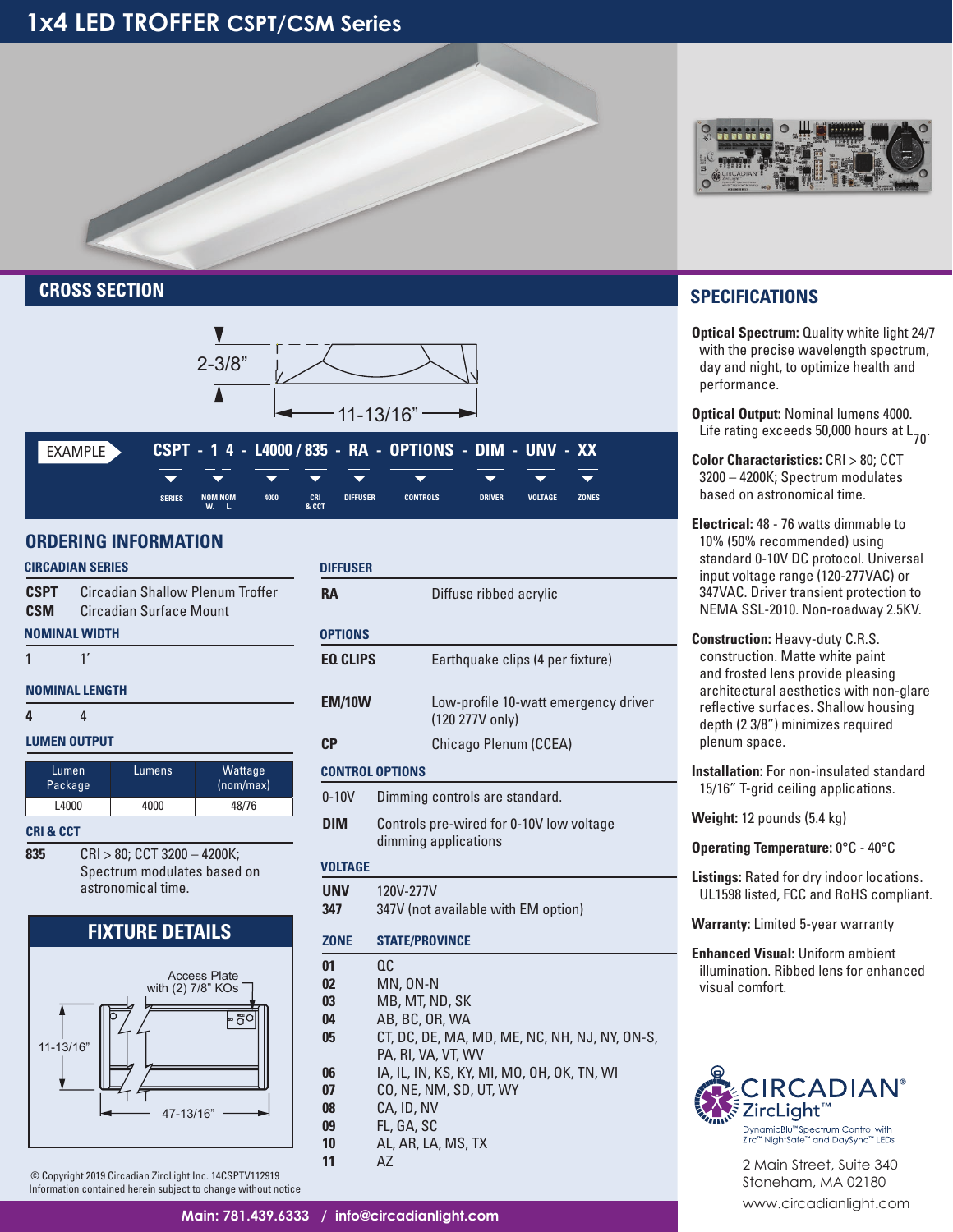# 1x4 LED TROFFER CSPT/CSM Series

## CROSS SECTION

2-3/8"

11-13/16"

EXAMPLE **CSPT - 1 4 - L4000 / 835 - RA - OPTIONS - DIM - UNV - XX**

SERIES | NOM W. | NOM L. | 4000 | CRI & CCT | DIFFUSER | CONTROLS | DRIVER | VOLTAGE | ZONES

## ORDERING INFORMATION

### CIRCADIAN SERIES

**CSPT** Circadian Shallow Plenum Troffer
**CSM** Circadian Surface Mount

### NOMINAL WIDTH

**1** 1'

### NOMINAL LENGTH

**4** 4

### LUMEN OUTPUT

| Lumen Package | Lumens | Wattage (nom/max) |
|---|---|---|
| L4000 | 4000 | 48/76 |

### CRI & CCT

**835** CRI > 80; CCT 3200 – 4200K; Spectrum modulates based on astronomical time.

### DIFFUSER

**RA** Diffuse ribbed acrylic

### OPTIONS

**EQ CLIPS** Earthquake clips (4 per fixture)

**EM/10W** Low-profile 10-watt emergency driver (120 277V only)

**CP** Chicago Plenum (CCEA)

### CONTROL OPTIONS

**0-10V** Dimming controls are standard.

**DIM** Controls pre-wired for 0-10V low voltage dimming applications

### VOLTAGE

**UNV** 120V-277V
**347** 347V (not available with EM option)

| ZONE | STATE/PROVINCE |
|---|---|
| 01 | QC |
| 02 | MN, ON-N |
| 03 | MB, MT, ND, SK |
| 04 | AB, BC, OR, WA |
| 05 | CT, DC, DE, MA, MD, ME, NC, NH, NJ, NY, ON-S, PA, RI, VA, VT, WV |
| 06 | IA, IL, IN, KS, KY, MI, MO, OH, OK, TN, WI |
| 07 | CO, NE, NM, SD, UT, WY |
| 08 | CA, ID, NV |
| 09 | FL, GA, SC |
| 10 | AL, AR, LA, MS, TX |
| 11 | AZ |

## FIXTURE DETAILS

Access Plate with (2) 7/8" KOs

11-13/16"

47-13/16"

## SPECIFICATIONS

**Optical Spectrum:** Quality white light 24/7 with the precise wavelength spectrum, day and night, to optimize health and performance.

**Optical Output:** Nominal lumens 4000. Life rating exceeds 50,000 hours at $L_{70}$.

**Color Characteristics:** CRI > 80; CCT 3200 – 4200K; Spectrum modulates based on astronomical time.

**Electrical:** 48 - 76 watts dimmable to 10% (50% recommended) using standard 0-10V DC protocol. Universal input voltage range (120-277VAC) or 347VAC. Driver transient protection to NEMA SSL-2010. Non-roadway 2.5KV.

**Construction:** Heavy-duty C.R.S. construction. Matte white paint and frosted lens provide pleasing architectural aesthetics with non-glare reflective surfaces. Shallow housing depth (2 3/8") minimizes required plenum space.

**Installation:** For non-insulated standard 15/16" T-grid ceiling applications.

**Weight:** 12 pounds (5.4 kg)

**Operating Temperature:** 0°C - 40°C

**Listings:** Rated for dry indoor locations. UL1598 listed, FCC and RoHS compliant.

**Warranty:** Limited 5-year warranty

**Enhanced Visual:** Uniform ambient illumination. Ribbed lens for enhanced visual comfort.

CIRCADIAN® ZircLight™
DynamicBlu™ Spectrum Control with Zirc™ NightSafe™ and DaySync™ LEDs

2 Main Street, Suite 340
Stoneham, MA 02180
www.circadianlight.com

© Copyright 2019 Circadian ZircLight Inc. 14CSPTV112919
Information contained herein subject to change without notice

Main: 781.439.6333 / info@circadianlight.com